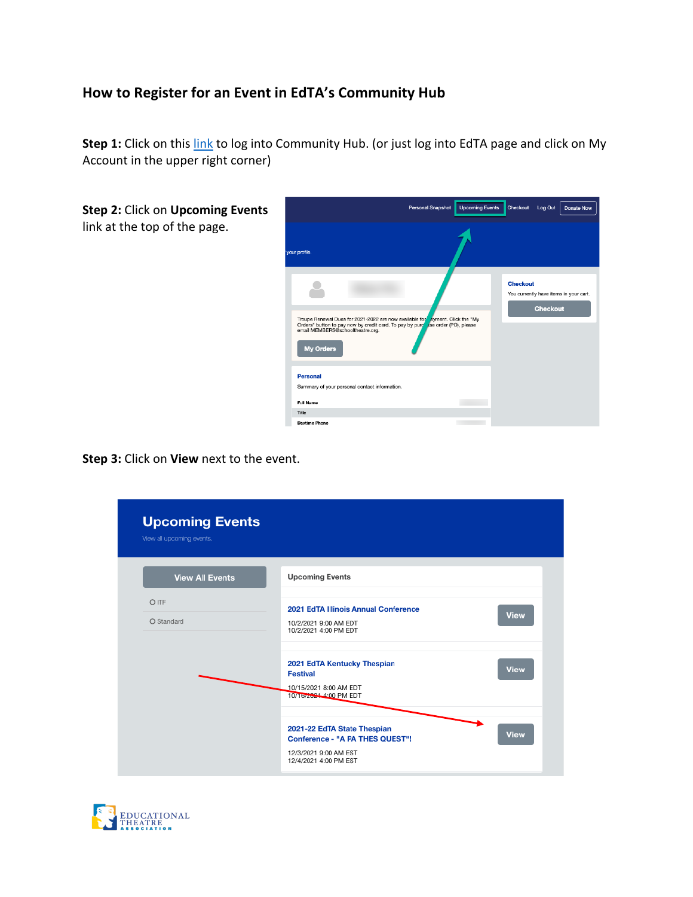# How to Register for an Event in EdTA's Community Hub

**Step 1:** Click on this link to log into Community Hub. (or just log into EdTA page and click on My Account in the upper right corner)

**Step 2:** Click on **Upcoming Events** link at the top of the page.

**Step 3:** Click on **View** next to the event.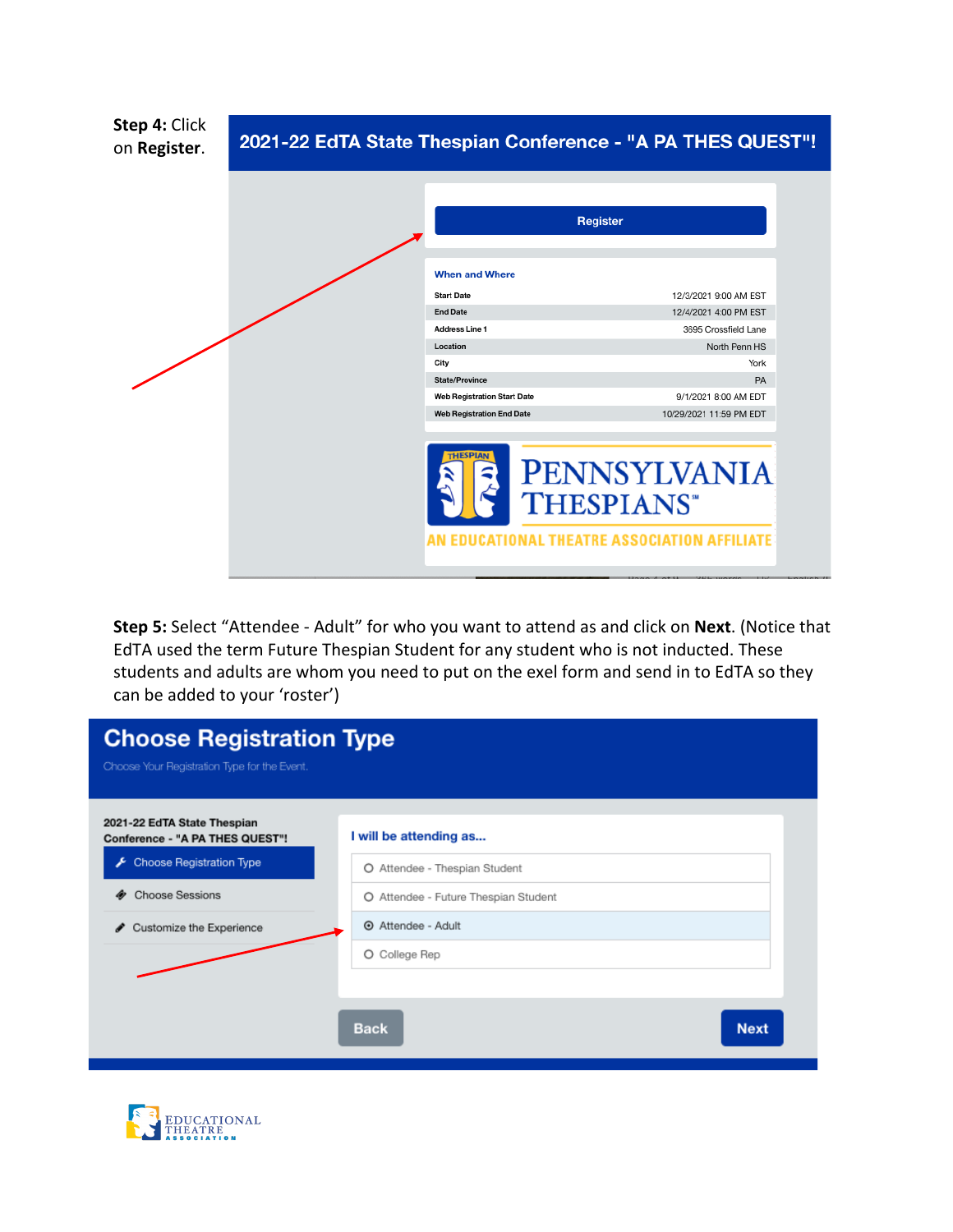**Step 4:** Click on **Register**.

2021-22 EdTA State Thespian Conference - "A PA THES QUEST"!

Register

When and Where

| | |
|---|---|
| Start Date | 12/3/2021 9:00 AM EST |
| End Date | 12/4/2021 4:00 PM EST |
| Address Line 1 | 3695 Crossfield Lane |
| Location | North Penn HS |
| City | York |
| State/Province | PA |
| Web Registration Start Date | 9/1/2021 8:00 AM EDT |
| Web Registration End Date | 10/29/2021 11:59 PM EDT |

PENNSYLVANIA THESPIANS
AN EDUCATIONAL THEATRE ASSOCIATION AFFILIATE

**Step 5:** Select "Attendee - Adult" for who you want to attend as and click on **Next**. (Notice that EdTA used the term Future Thespian Student for any student who is not inducted. These students and adults are whom you need to put on the exel form and send in to EdTA so they can be added to your 'roster')

## Choose Registration Type

Choose Your Registration Type for the Event.

2021-22 EdTA State Thespian Conference - "A PA THES QUEST"!

- Choose Registration Type
- Choose Sessions
- Customize the Experience

I will be attending as...

- Attendee - Thespian Student
- Attendee - Future Thespian Student
- Attendee - Adult
- College Rep

Back Next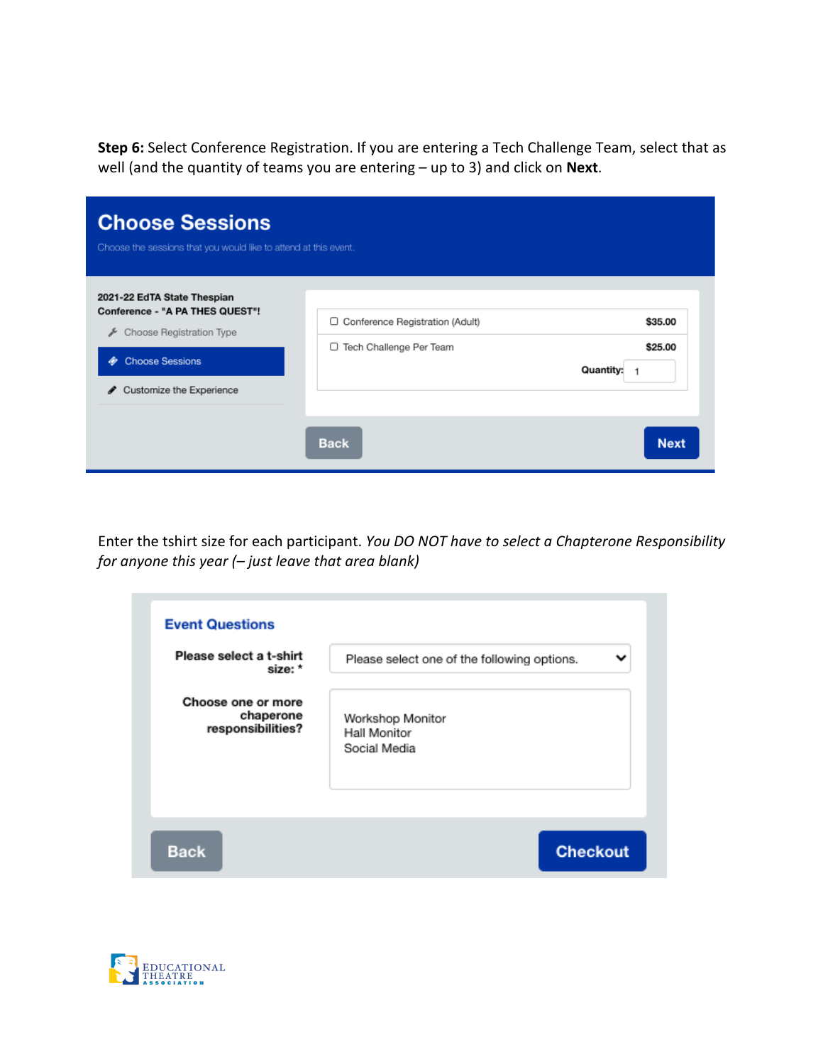**Step 6:** Select Conference Registration. If you are entering a Tech Challenge Team, select that as well (and the quantity of teams you are entering – up to 3) and click on **Next**.

## Choose Sessions

Choose the sessions that you would like to attend at this event.

**2021-22 EdTA State Thespian Conference - "A PA THES QUEST"!**

- Choose Registration Type
- Choose Sessions
- Customize the Experience

| | |
|---|---|
| ☐ Conference Registration (Adult) | $35.00 |
| ☐ Tech Challenge Per Team | $25.00 |
| Quantity: 1 | |

Back | Next

Enter the tshirt size for each participant. *You DO NOT have to select a Chapterone Responsibility for anyone this year (– just leave that area blank)*

### Event Questions

**Please select a t-shirt size: ***
Please select one of the following options.

**Choose one or more chaperone responsibilities?**
Workshop Monitor
Hall Monitor
Social Media

Back | Checkout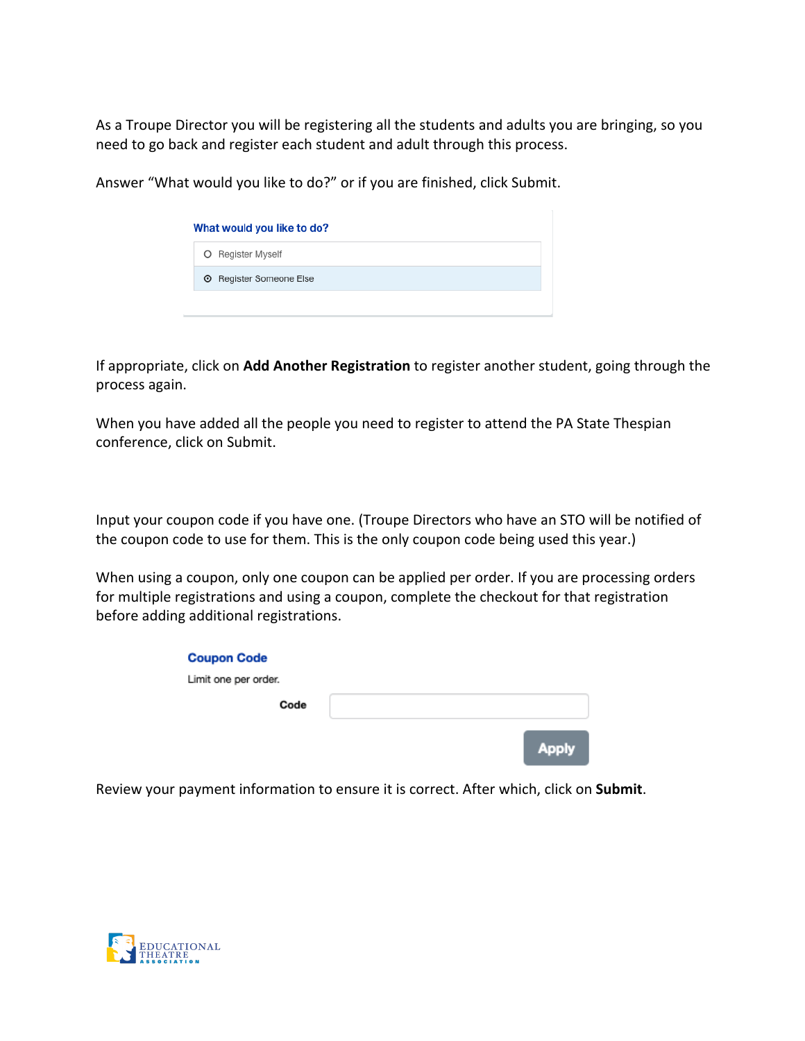As a Troupe Director you will be registering all the students and adults you are bringing, so you need to go back and register each student and adult through this process.

Answer "What would you like to do?" or if you are finished, click Submit.

**What would you like to do?**

- Register Myself
- Register Someone Else

If appropriate, click on **Add Another Registration** to register another student, going through the process again.

When you have added all the people you need to register to attend the PA State Thespian conference, click on Submit.

Input your coupon code if you have one. (Troupe Directors who have an STO will be notified of the coupon code to use for them. This is the only coupon code being used this year.)

When using a coupon, only one coupon can be applied per order. If you are processing orders for multiple registrations and using a coupon, complete the checkout for that registration before adding additional registrations.

**Coupon Code**

Limit one per order.

**Code**

Apply

Review your payment information to ensure it is correct. After which, click on **Submit**.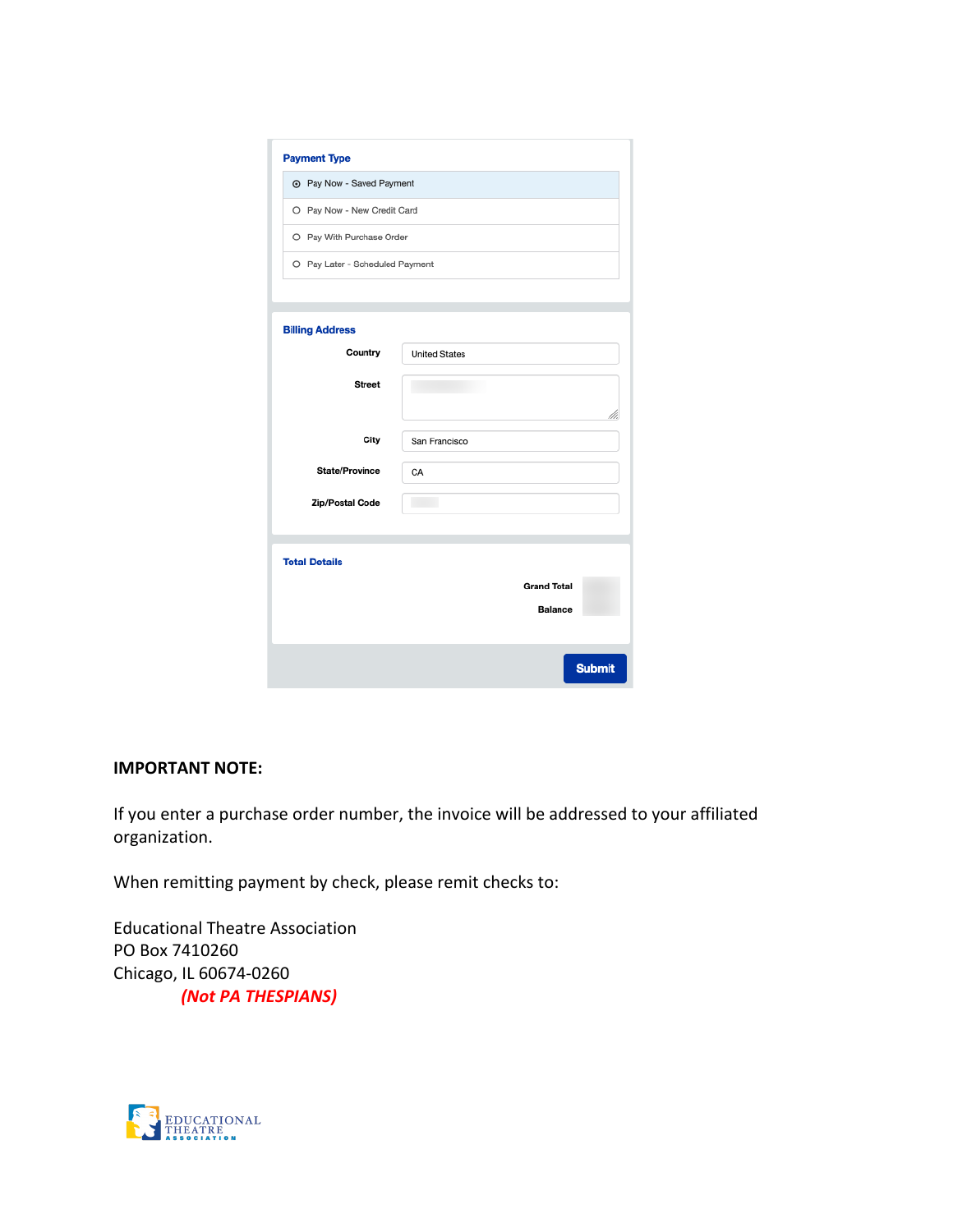**Payment Type**

- ◉ Pay Now - Saved Payment
- ○ Pay Now - New Credit Card
- ○ Pay With Purchase Order
- ○ Pay Later - Scheduled Payment

**Billing Address**

| | |
|---|---|
| Country | United States |
| Street | |
| City | San Francisco |
| State/Province | CA |
| Zip/Postal Code | |

**Total Details**

| | |
|---|---|
| Grand Total | |
| Balance | |

Submit

**IMPORTANT NOTE:**

If you enter a purchase order number, the invoice will be addressed to your affiliated organization.

When remitting payment by check, please remit checks to:

Educational Theatre Association
PO Box 7410260
Chicago, IL 60674-0260
***(Not PA THESPIANS)***

EDUCATIONAL THEATRE ASSOCIATION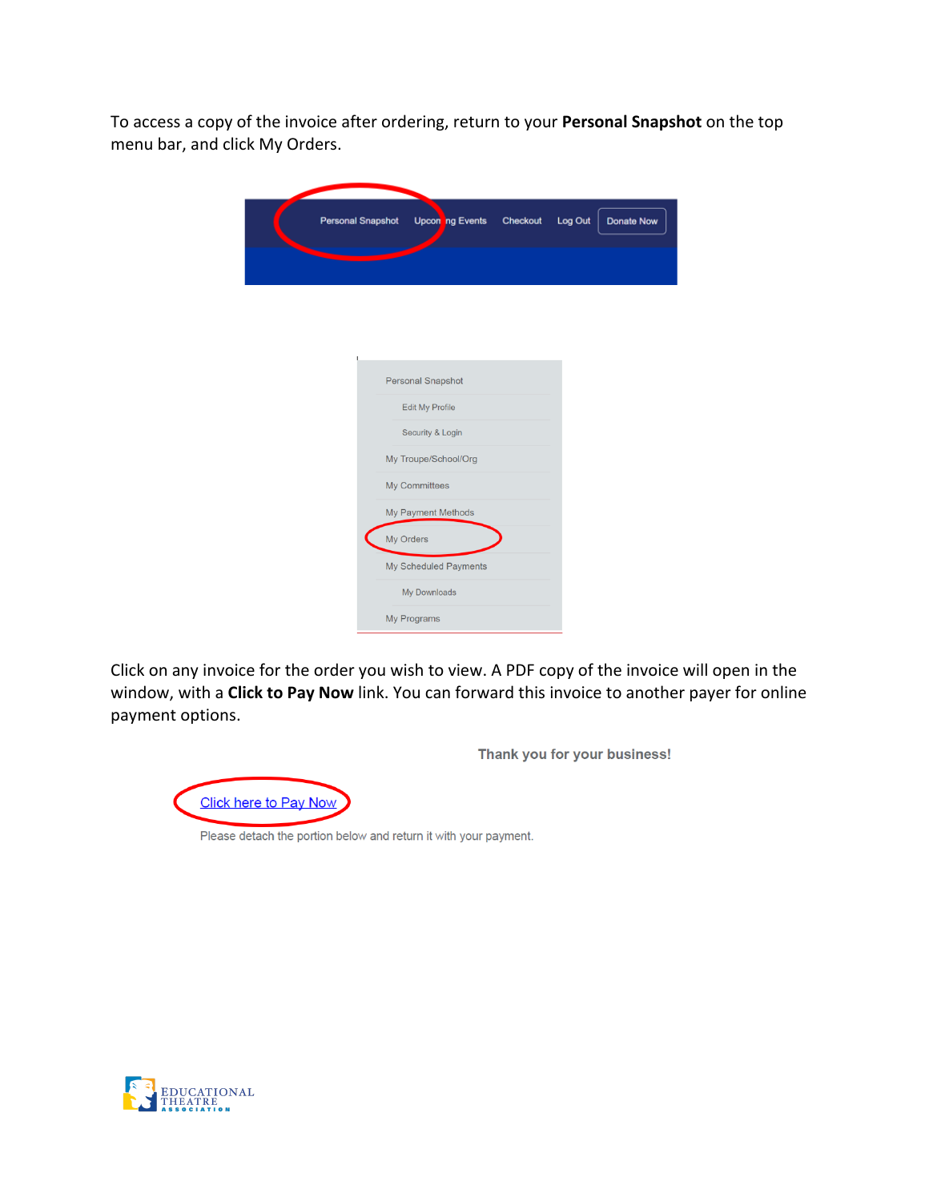To access a copy of the invoice after ordering, return to your **Personal Snapshot** on the top menu bar, and click My Orders.

Personal Snapshot Upcoming Events Checkout Log Out Donate Now

Personal Snapshot
Edit My Profile
Security & Login
My Troupe/School/Org
My Committees
My Payment Methods
My Orders
My Scheduled Payments
My Downloads
My Programs

Click on any invoice for the order you wish to view. A PDF copy of the invoice will open in the window, with a **Click to Pay Now** link. You can forward this invoice to another payer for online payment options.

Thank you for your business!

Click here to Pay Now

Please detach the portion below and return it with your payment.

EDUCATIONAL THEATRE ASSOCIATION